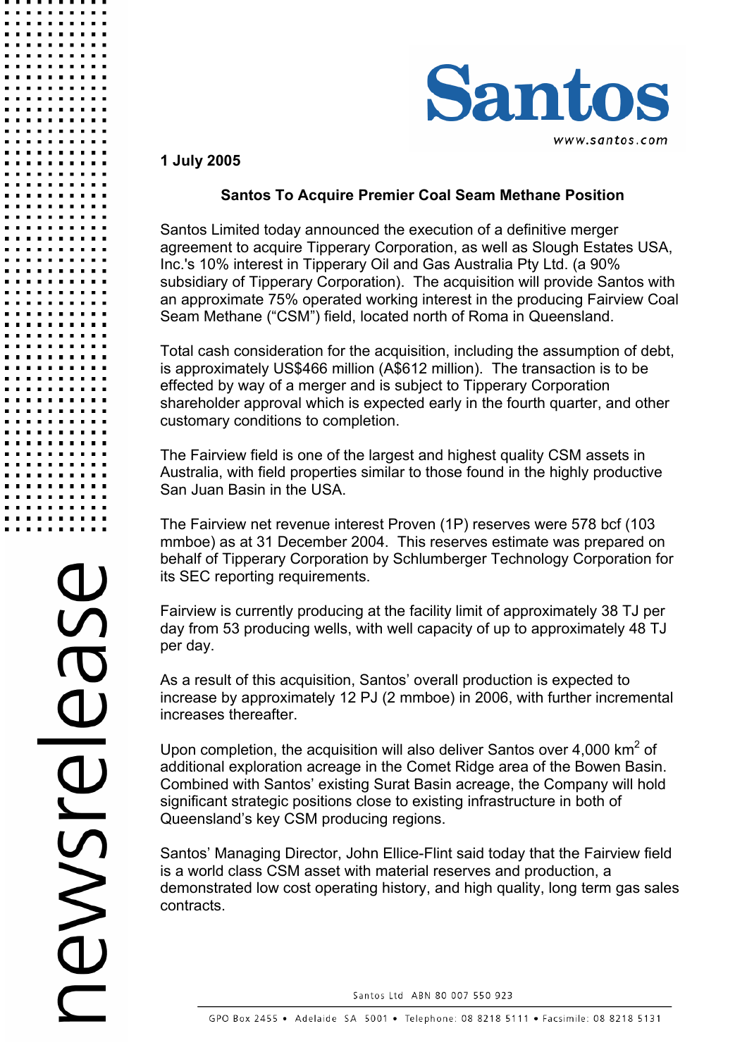1 July 2005

## Santos To Acquire Premier Coal Seam Methane Position

Santos Limited today announced the execution of a definitive merger agreement to acquire Tipperary Corporation, as well as Slough Estates USA, Inc.'s 10% interest in Tipperary Oil and Gas Australia Pty Ltd. (a 90% subsidiary of Tipperary Corporation). The acquisition will provide Santos with an approximate 75% operated working interest in the producing Fairview Coal Seam Methane ("CSM") field, located north of Roma in Queensland.

Total cash consideration for the acquisition, including the assumption of debt, is approximately US$466 million (A$612 million). The transaction is to be effected by way of a merger and is subject to Tipperary Corporation shareholder approval which is expected early in the fourth quarter, and other customary conditions to completion.

The Fairview field is one of the largest and highest quality CSM assets in Australia, with field properties similar to those found in the highly productive San Juan Basin in the USA.

The Fairview net revenue interest Proven (1P) reserves were 578 bcf (103 mmboe) as at 31 December 2004. This reserves estimate was prepared on behalf of Tipperary Corporation by Schlumberger Technology Corporation for its SEC reporting requirements.

Fairview is currently producing at the facility limit of approximately 38 TJ per day from 53 producing wells, with well capacity of up to approximately 48 TJ per day.

As a result of this acquisition, Santos' overall production is expected to increase by approximately 12 PJ (2 mmboe) in 2006, with further incremental increases thereafter.

Upon completion, the acquisition will also deliver Santos over 4,000 $km^2$ of additional exploration acreage in the Comet Ridge area of the Bowen Basin. Combined with Santos' existing Surat Basin acreage, the Company will hold significant strategic positions close to existing infrastructure in both of Queensland's key CSM producing regions.

Santos' Managing Director, John Ellice-Flint said today that the Fairview field is a world class CSM asset with material reserves and production, a demonstrated low cost operating history, and high quality, long term gas sales contracts.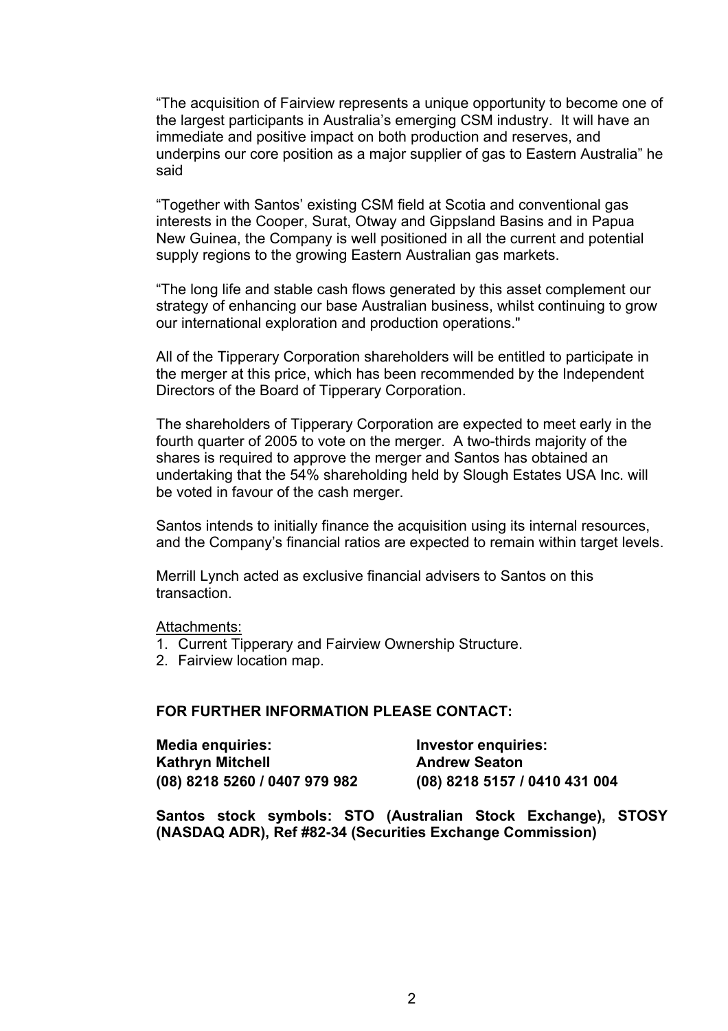"The acquisition of Fairview represents a unique opportunity to become one of the largest participants in Australia's emerging CSM industry. It will have an immediate and positive impact on both production and reserves, and underpins our core position as a major supplier of gas to Eastern Australia" he said

"Together with Santos' existing CSM field at Scotia and conventional gas interests in the Cooper, Surat, Otway and Gippsland Basins and in Papua New Guinea, the Company is well positioned in all the current and potential supply regions to the growing Eastern Australian gas markets.

"The long life and stable cash flows generated by this asset complement our strategy of enhancing our base Australian business, whilst continuing to grow our international exploration and production operations."

All of the Tipperary Corporation shareholders will be entitled to participate in the merger at this price, which has been recommended by the Independent Directors of the Board of Tipperary Corporation.

The shareholders of Tipperary Corporation are expected to meet early in the fourth quarter of 2005 to vote on the merger. A two-thirds majority of the shares is required to approve the merger and Santos has obtained an undertaking that the 54% shareholding held by Slough Estates USA Inc. will be voted in favour of the cash merger.

Santos intends to initially finance the acquisition using its internal resources, and the Company's financial ratios are expected to remain within target levels.

Merrill Lynch acted as exclusive financial advisers to Santos on this transaction.

Attachments:

1. Current Tipperary and Fairview Ownership Structure.
2. Fairview location map.

**FOR FURTHER INFORMATION PLEASE CONTACT:**

| **Media enquiries:** | **Investor enquiries:** |
|---|---|
| **Kathryn Mitchell** | **Andrew Seaton** |
| **(08) 8218 5260 / 0407 979 982** | **(08) 8218 5157 / 0410 431 004** |

**Santos stock symbols: STO (Australian Stock Exchange), STOSY (NASDAQ ADR), Ref #82-34 (Securities Exchange Commission)**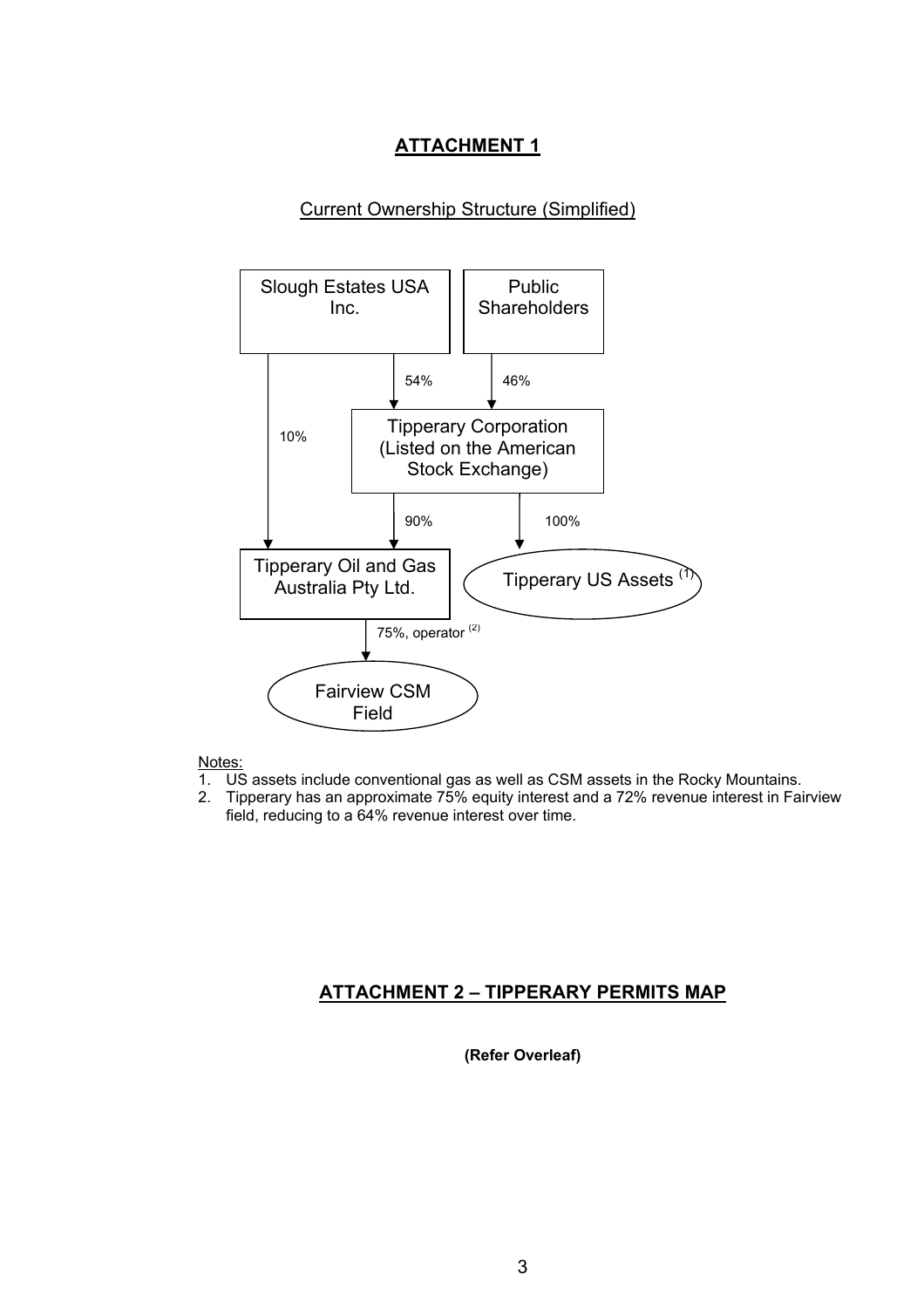## ATTACHMENT 1

Current Ownership Structure (Simplified)

- Slough Estates USA Inc. → 54% → Tipperary Corporation (Listed on the American Stock Exchange)
- Public Shareholders → 46% → Tipperary Corporation (Listed on the American Stock Exchange)
- Slough Estates USA Inc. → 10% → Tipperary Oil and Gas Australia Pty Ltd.
- Tipperary Corporation → 90% → Tipperary Oil and Gas Australia Pty Ltd.
- Tipperary Corporation → 100% → Tipperary US Assets [(1)]
- Tipperary Oil and Gas Australia Pty Ltd. → 75%, operator [(2)] → Fairview CSM Field

Notes:

1. US assets include conventional gas as well as CSM assets in the Rocky Mountains.
2. Tipperary has an approximate 75% equity interest and a 72% revenue interest in Fairview field, reducing to a 64% revenue interest over time.

## ATTACHMENT 2 – TIPPERARY PERMITS MAP

**(Refer Overleaf)**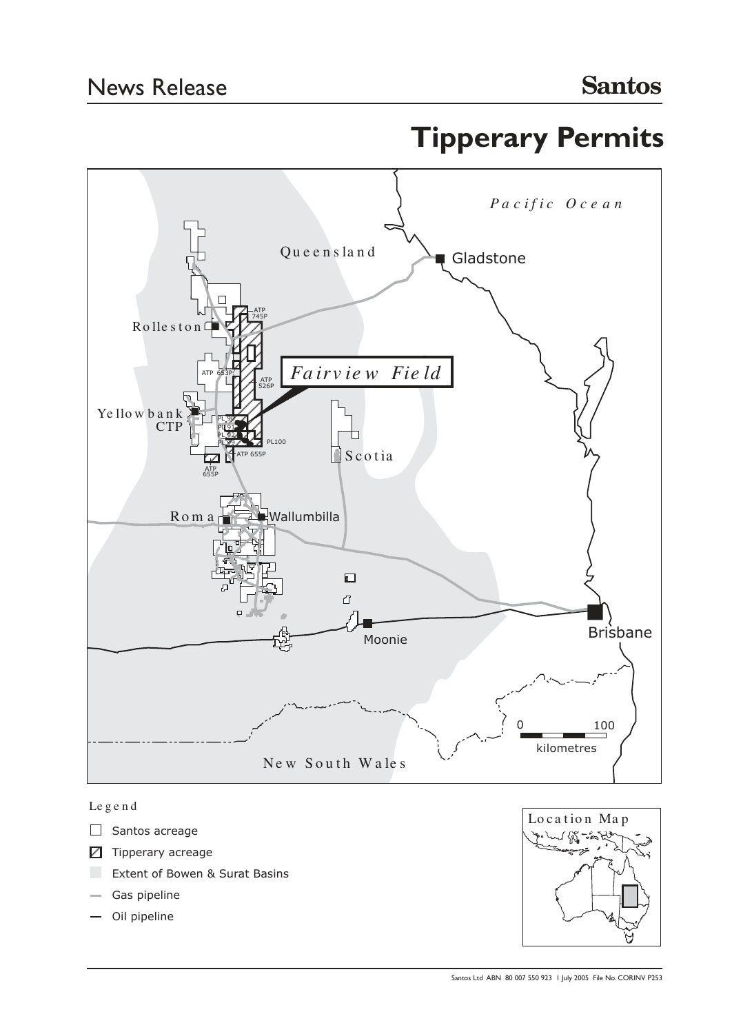# News Release

**Santos**

## Tipperary Permits

Pacific Ocean

Queensland

Gladstone

Rolleston

ATP 745P

ATP 653P

ATP 526P

Fairview Field

Yellowbank CTP

PL 99

PL 91

PL 92

PL 99

PL100

ATP 655P

ATP 655P

Scotia

Roma

Wallumbilla

Moonie

Brisbane

0 100 kilometres

New South Wales

Legend

- Santos acreage
- Tipperary acreage
- Extent of Bowen & Surat Basins
- Gas pipeline
- Oil pipeline

Location Map

Santos Ltd ABN 80 007 550 923 1 July 2005 File No. CORINV P253